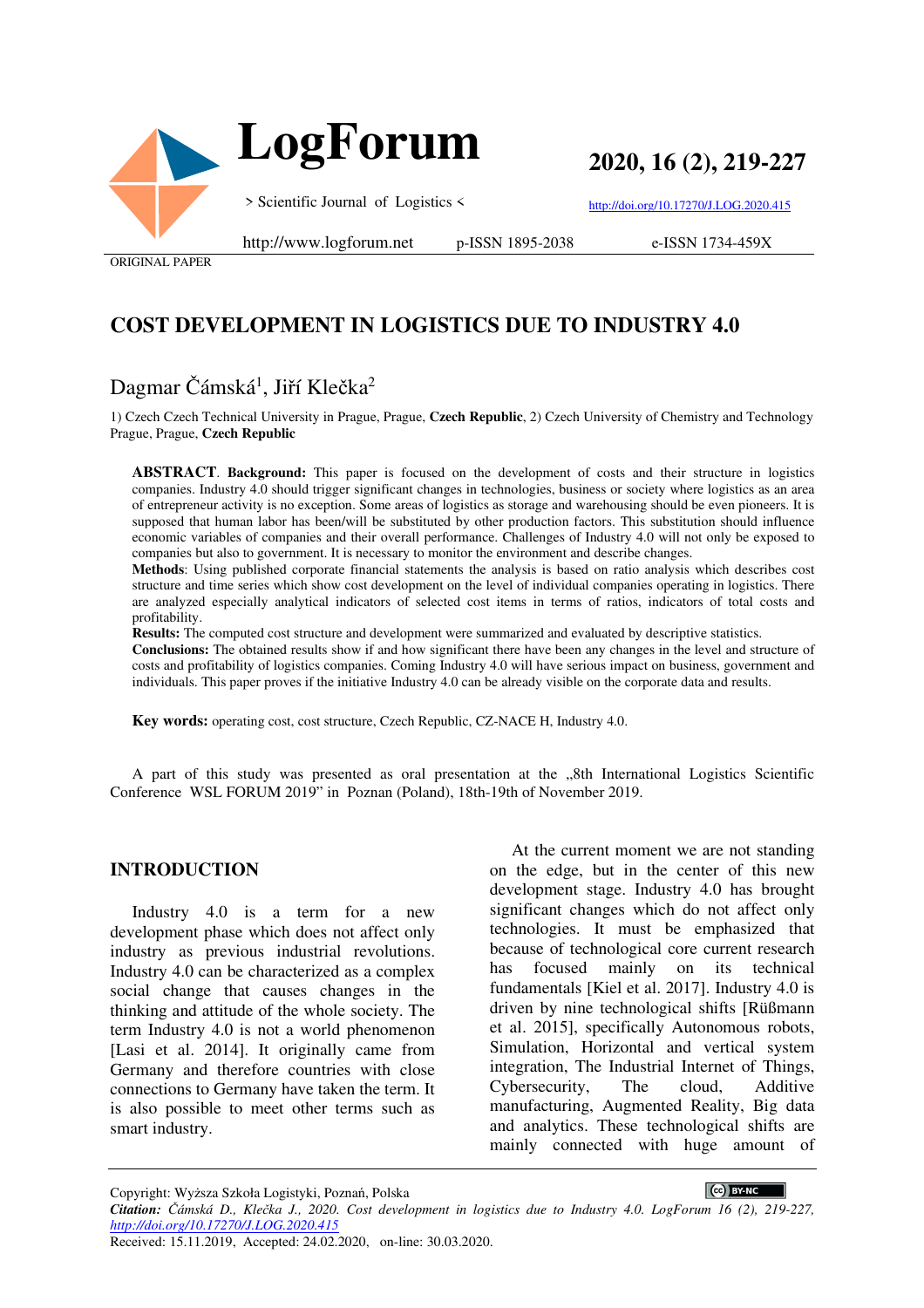ORIGINAL PAPER

# COST DEVELOPMENT IN LOGISTICS DUE TO INDUSTRY 4.0

Dagmar Čámská[1], Jiří Klečka[2]

1) Czech Czech Technical University in Prague, Prague, **Czech Republic**, 2) Czech University of Chemistry and Technology Prague, Prague, **Czech Republic**

**ABSTRACT**. **Background:** This paper is focused on the development of costs and their structure in logistics companies. Industry 4.0 should trigger significant changes in technologies, business or society where logistics as an area of entrepreneur activity is no exception. Some areas of logistics as storage and warehousing should be even pioneers. It is supposed that human labor has been/will be substituted by other production factors. This substitution should influence economic variables of companies and their overall performance. Challenges of Industry 4.0 will not only be exposed to companies but also to government. It is necessary to monitor the environment and describe changes.

**Methods**: Using published corporate financial statements the analysis is based on ratio analysis which describes cost structure and time series which show cost development on the level of individual companies operating in logistics. There are analyzed especially analytical indicators of selected cost items in terms of ratios, indicators of total costs and profitability.

**Results:** The computed cost structure and development were summarized and evaluated by descriptive statistics.

**Conclusions:** The obtained results show if and how significant there have been any changes in the level and structure of costs and profitability of logistics companies. Coming Industry 4.0 will have serious impact on business, government and individuals. This paper proves if the initiative Industry 4.0 can be already visible on the corporate data and results.

**Key words:** operating cost, cost structure, Czech Republic, CZ-NACE H, Industry 4.0.

A part of this study was presented as oral presentation at the „8th International Logistics Scientific Conference WSL FORUM 2019" in Poznan (Poland), 18th-19th of November 2019.

## INTRODUCTION

Industry 4.0 is a term for a new development phase which does not affect only industry as previous industrial revolutions. Industry 4.0 can be characterized as a complex social change that causes changes in the thinking and attitude of the whole society. The term Industry 4.0 is not a world phenomenon [Lasi et al. 2014]. It originally came from Germany and therefore countries with close connections to Germany have taken the term. It is also possible to meet other terms such as smart industry.

At the current moment we are not standing on the edge, but in the center of this new development stage. Industry 4.0 has brought significant changes which do not affect only technologies. It must be emphasized that because of technological core current research has focused mainly on its technical fundamentals [Kiel et al. 2017]. Industry 4.0 is driven by nine technological shifts [Rüßmann et al. 2015], specifically Autonomous robots, Simulation, Horizontal and vertical system integration, The Industrial Internet of Things, Cybersecurity, The cloud, Additive manufacturing, Augmented Reality, Big data and analytics. These technological shifts are mainly connected with huge amount of

Copyright: Wyższa Szkoła Logistyki, Poznań, Polska

*Citation: Čámská D., Klečka J., 2020. Cost development in logistics due to Industry 4.0. LogForum 16 (2), 219-227, http://doi.org/10.17270/J.LOG.2020.415*

Received: 15.11.2019, Accepted: 24.02.2020, on-line: 30.03.2020.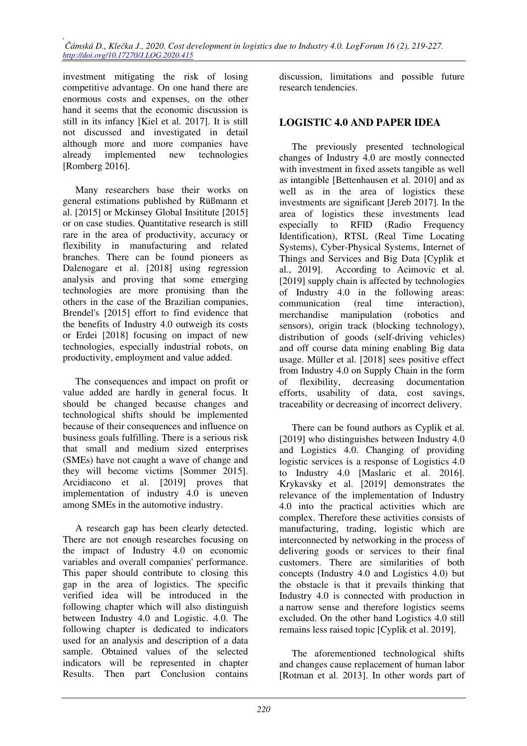investment mitigating the risk of losing competitive advantage. On one hand there are enormous costs and expenses, on the other hand it seems that the economic discussion is still in its infancy [Kiel et al. 2017]. It is still not discussed and investigated in detail although more and more companies have already implemented new technologies [Romberg 2016].

Many researchers base their works on general estimations published by Rüßmann et al. [2015] or Mckinsey Global Insititute [2015] or on case studies. Quantitative research is still rare in the area of productivity, accuracy or flexibility in manufacturing and related branches. There can be found pioneers as Dalenogare et al. [2018] using regression analysis and proving that some emerging technologies are more promising than the others in the case of the Brazilian companies, Brendel's [2015] effort to find evidence that the benefits of Industry 4.0 outweigh its costs or Erdei [2018] focusing on impact of new technologies, especially industrial robots, on productivity, employment and value added.

The consequences and impact on profit or value added are hardly in general focus. It should be changed because changes and technological shifts should be implemented because of their consequences and influence on business goals fulfilling. There is a serious risk that small and medium sized enterprises (SMEs) have not caught a wave of change and they will become victims [Sommer 2015]. Arcidiacono et al. [2019] proves that implementation of industry 4.0 is uneven among SMEs in the automotive industry.

A research gap has been clearly detected. There are not enough researches focusing on the impact of Industry 4.0 on economic variables and overall companies' performance. This paper should contribute to closing this gap in the area of logistics. The specific verified idea will be introduced in the following chapter which will also distinguish between Industry 4.0 and Logistic. 4.0. The following chapter is dedicated to indicators used for an analysis and description of a data sample. Obtained values of the selected indicators will be represented in chapter Results. Then part Conclusion contains discussion, limitations and possible future research tendencies.

## LOGISTIC 4.0 AND PAPER IDEA

The previously presented technological changes of Industry 4.0 are mostly connected with investment in fixed assets tangible as well as intangible [Bettenhausen et al. 2010] and as well as in the area of logistics these investments are significant [Jereb 2017]. In the area of logistics these investments lead especially to RFID (Radio Frequency Identification), RTSL (Real Time Locating Systems), Cyber-Physical Systems, Internet of Things and Services and Big Data [Cyplik et al., 2019]. According to Acimovic et al. [2019] supply chain is affected by technologies of Industry 4.0 in the following areas: communication (real time interaction), merchandise manipulation (robotics and sensors), origin track (blocking technology), distribution of goods (self-driving vehicles) and off course data mining enabling Big data usage. Müller et al. [2018] sees positive effect from Industry 4.0 on Supply Chain in the form of flexibility, decreasing documentation efforts, usability of data, cost savings, traceability or decreasing of incorrect delivery.

There can be found authors as Cyplik et al. [2019] who distinguishes between Industry 4.0 and Logistics 4.0. Changing of providing logistic services is a response of Logistics 4.0 to Industry 4.0 [Maslaric et al. 2016]. Krykavsky et al. [2019] demonstrates the relevance of the implementation of Industry 4.0 into the practical activities which are complex. Therefore these activities consists of manufacturing, trading, logistic which are interconnected by networking in the process of delivering goods or services to their final customers. There are similarities of both concepts (Industry 4.0 and Logistics 4.0) but the obstacle is that it prevails thinking that Industry 4.0 is connected with production in a narrow sense and therefore logistics seems excluded. On the other hand Logistics 4.0 still remains less raised topic [Cyplik et al. 2019].

The aforementioned technological shifts and changes cause replacement of human labor [Rotman et al. 2013]. In other words part of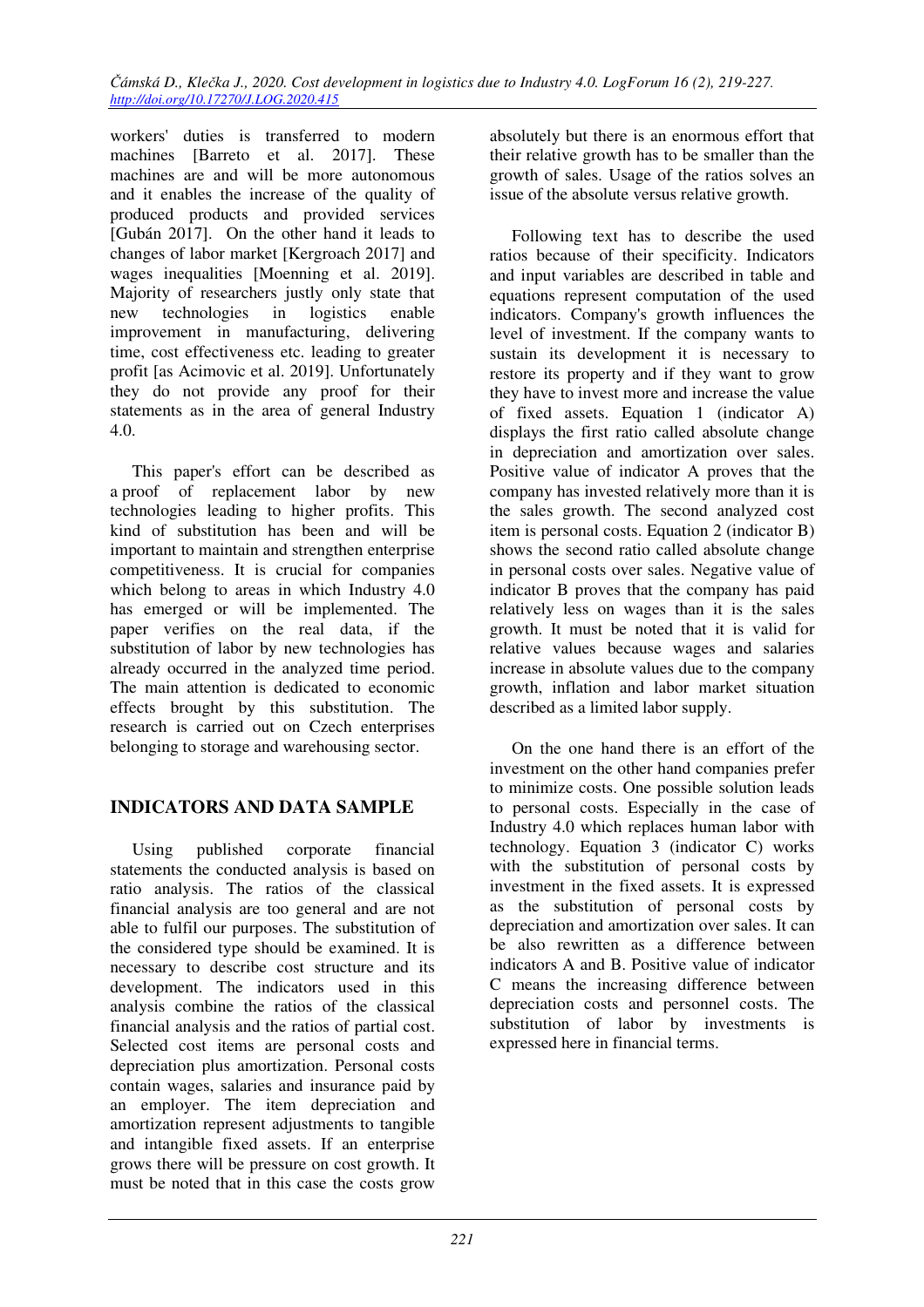workers' duties is transferred to modern machines [Barreto et al. 2017]. These machines are and will be more autonomous and it enables the increase of the quality of produced products and provided services [Gubán 2017]. On the other hand it leads to changes of labor market [Kergroach 2017] and wages inequalities [Moenning et al. 2019]. Majority of researchers justly only state that new technologies in logistics enable improvement in manufacturing, delivering time, cost effectiveness etc. leading to greater profit [as Acimovic et al. 2019]. Unfortunately they do not provide any proof for their statements as in the area of general Industry 4.0.

This paper's effort can be described as a proof of replacement labor by new technologies leading to higher profits. This kind of substitution has been and will be important to maintain and strengthen enterprise competitiveness. It is crucial for companies which belong to areas in which Industry 4.0 has emerged or will be implemented. The paper verifies on the real data, if the substitution of labor by new technologies has already occurred in the analyzed time period. The main attention is dedicated to economic effects brought by this substitution. The research is carried out on Czech enterprises belonging to storage and warehousing sector.

## INDICATORS AND DATA SAMPLE

Using published corporate financial statements the conducted analysis is based on ratio analysis. The ratios of the classical financial analysis are too general and are not able to fulfil our purposes. The substitution of the considered type should be examined. It is necessary to describe cost structure and its development. The indicators used in this analysis combine the ratios of the classical financial analysis and the ratios of partial cost. Selected cost items are personal costs and depreciation plus amortization. Personal costs contain wages, salaries and insurance paid by an employer. The item depreciation and amortization represent adjustments to tangible and intangible fixed assets. If an enterprise grows there will be pressure on cost growth. It must be noted that in this case the costs grow absolutely but there is an enormous effort that their relative growth has to be smaller than the growth of sales. Usage of the ratios solves an issue of the absolute versus relative growth.

Following text has to describe the used ratios because of their specificity. Indicators and input variables are described in table and equations represent computation of the used indicators. Company's growth influences the level of investment. If the company wants to sustain its development it is necessary to restore its property and if they want to grow they have to invest more and increase the value of fixed assets. Equation 1 (indicator A) displays the first ratio called absolute change in depreciation and amortization over sales. Positive value of indicator A proves that the company has invested relatively more than it is the sales growth. The second analyzed cost item is personal costs. Equation 2 (indicator B) shows the second ratio called absolute change in personal costs over sales. Negative value of indicator B proves that the company has paid relatively less on wages than it is the sales growth. It must be noted that it is valid for relative values because wages and salaries increase in absolute values due to the company growth, inflation and labor market situation described as a limited labor supply.

On the one hand there is an effort of the investment on the other hand companies prefer to minimize costs. One possible solution leads to personal costs. Especially in the case of Industry 4.0 which replaces human labor with technology. Equation 3 (indicator C) works with the substitution of personal costs by investment in the fixed assets. It is expressed as the substitution of personal costs by depreciation and amortization over sales. It can be also rewritten as a difference between indicators A and B. Positive value of indicator C means the increasing difference between depreciation costs and personnel costs. The substitution of labor by investments is expressed here in financial terms.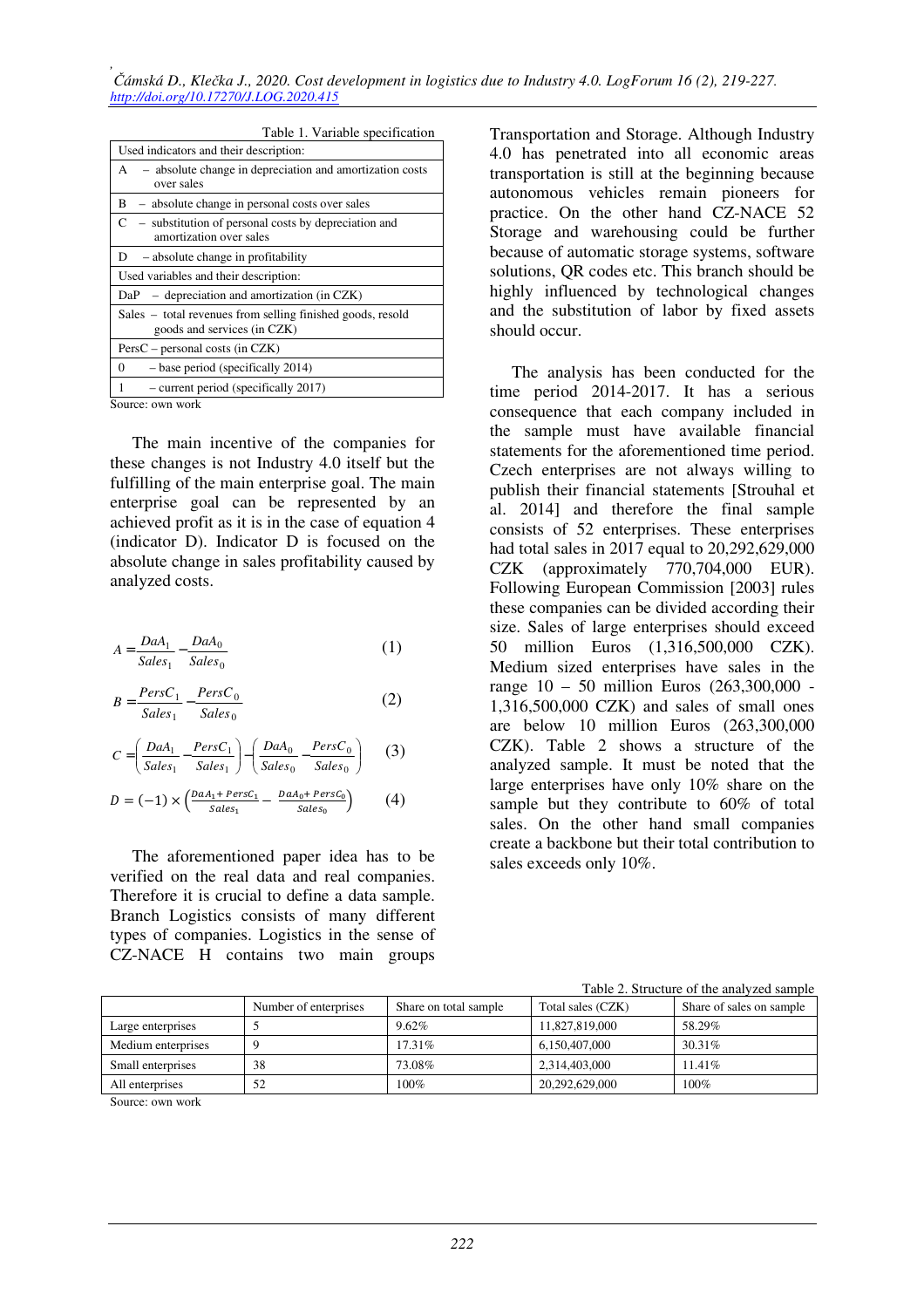Table 1. Variable specification

| Used indicators and their description: |
|---|
| A – absolute change in depreciation and amortization costs over sales |
| B – absolute change in personal costs over sales |
| C – substitution of personal costs by depreciation and amortization over sales |
| D – absolute change in profitability |
| Used variables and their description: |
| DaP – depreciation and amortization (in CZK) |
| Sales – total revenues from selling finished goods, resold goods and services (in CZK) |
| PersC – personal costs (in CZK) |
| 0 – base period (specifically 2014) |
| 1 – current period (specifically 2017) |

Source: own work

The main incentive of the companies for these changes is not Industry 4.0 itself but the fulfilling of the main enterprise goal. The main enterprise goal can be represented by an achieved profit as it is in the case of equation 4 (indicator D). Indicator D is focused on the absolute change in sales profitability caused by analyzed costs.

$$A = \frac{DaA_1}{Sales_1} - \frac{DaA_0}{Sales_0} \quad (1)$$

$$B = \frac{PersC_1}{Sales_1} - \frac{PersC_0}{Sales_0} \quad (2)$$

$$C = \left(\frac{DaA_1}{Sales_1} - \frac{PersC_1}{Sales_1}\right) - \left(\frac{DaA_0}{Sales_0} - \frac{PersC_0}{Sales_0}\right) \quad (3)$$

$$D = (-1) \times \left(\frac{DaA_1 + PersC_1}{Sales_1} - \frac{DaA_0 + PersC_0}{Sales_0}\right) \quad (4)$$

The aforementioned paper idea has to be verified on the real data and real companies. Therefore it is crucial to define a data sample. Branch Logistics consists of many different types of companies. Logistics in the sense of CZ-NACE H contains two main groups Transportation and Storage. Although Industry 4.0 has penetrated into all economic areas transportation is still at the beginning because autonomous vehicles remain pioneers for practice. On the other hand CZ-NACE 52 Storage and warehousing could be further because of automatic storage systems, software solutions, QR codes etc. This branch should be highly influenced by technological changes and the substitution of labor by fixed assets should occur.

The analysis has been conducted for the time period 2014-2017. It has a serious consequence that each company included in the sample must have available financial statements for the aforementioned time period. Czech enterprises are not always willing to publish their financial statements [Strouhal et al. 2014] and therefore the final sample consists of 52 enterprises. These enterprises had total sales in 2017 equal to 20,292,629,000 CZK (approximately 770,704,000 EUR). Following European Commission [2003] rules these companies can be divided according their size. Sales of large enterprises should exceed 50 million Euros (1,316,500,000 CZK). Medium sized enterprises have sales in the range 10 – 50 million Euros (263,300,000 - 1,316,500,000 CZK) and sales of small ones are below 10 million Euros (263,300,000 CZK). Table 2 shows a structure of the analyzed sample. It must be noted that the large enterprises have only 10% share on the sample but they contribute to 60% of total sales. On the other hand small companies create a backbone but their total contribution to sales exceeds only 10%.

Table 2. Structure of the analyzed sample

| | Number of enterprises | Share on total sample | Total sales (CZK) | Share of sales on sample |
|---|---|---|---|---|
| Large enterprises | 5 | 9.62% | 11,827,819,000 | 58.29% |
| Medium enterprises | 9 | 17.31% | 6,150,407,000 | 30.31% |
| Small enterprises | 38 | 73.08% | 2,314,403,000 | 11.41% |
| All enterprises | 52 | 100% | 20,292,629,000 | 100% |

Source: own work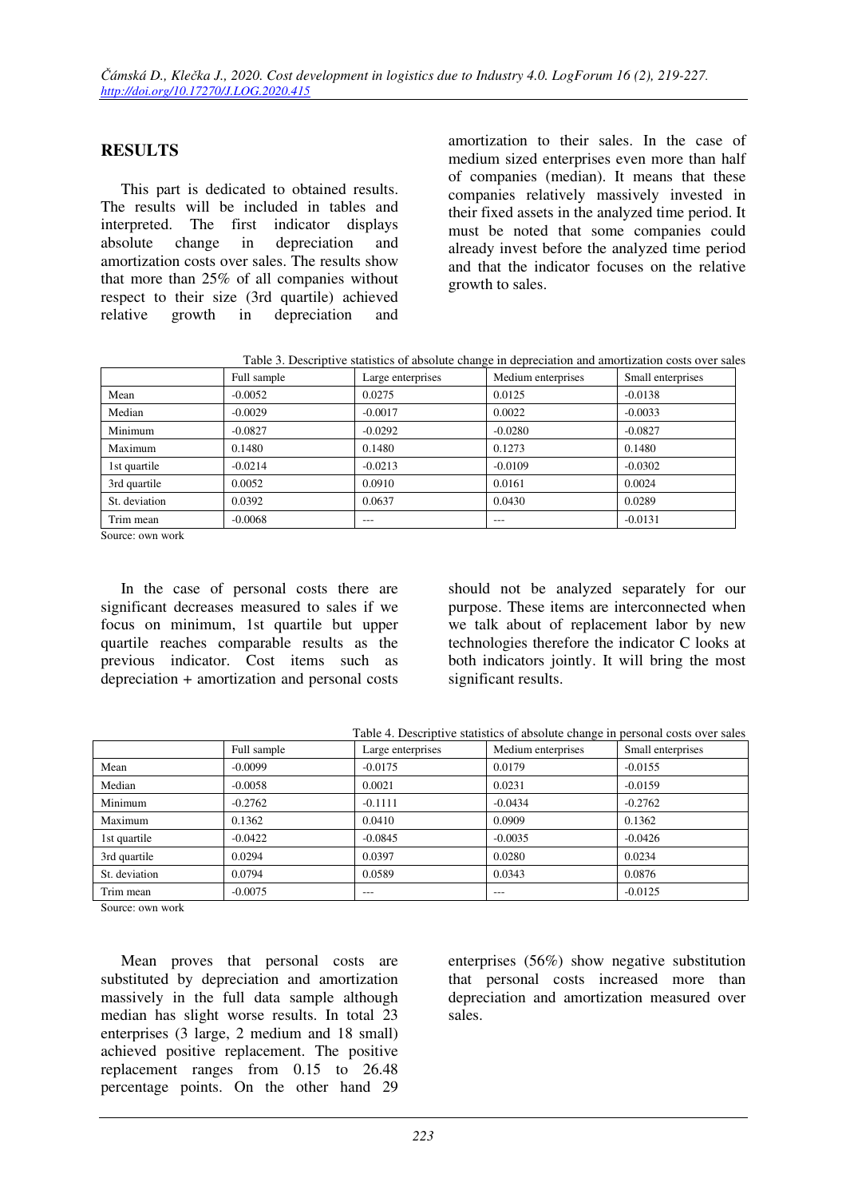## RESULTS

This part is dedicated to obtained results. The results will be included in tables and interpreted. The first indicator displays absolute change in depreciation and amortization costs over sales. The results show that more than 25% of all companies without respect to their size (3rd quartile) achieved relative growth in depreciation and amortization to their sales. In the case of medium sized enterprises even more than half of companies (median). It means that these companies relatively massively invested in their fixed assets in the analyzed time period. It must be noted that some companies could already invest before the analyzed time period and that the indicator focuses on the relative growth to sales.

Table 3. Descriptive statistics of absolute change in depreciation and amortization costs over sales

| | Full sample | Large enterprises | Medium enterprises | Small enterprises |
|---|---|---|---|---|
| Mean | -0.0052 | 0.0275 | 0.0125 | -0.0138 |
| Median | -0.0029 | -0.0017 | 0.0022 | -0.0033 |
| Minimum | -0.0827 | -0.0292 | -0.0280 | -0.0827 |
| Maximum | 0.1480 | 0.1480 | 0.1273 | 0.1480 |
| 1st quartile | -0.0214 | -0.0213 | -0.0109 | -0.0302 |
| 3rd quartile | 0.0052 | 0.0910 | 0.0161 | 0.0024 |
| St. deviation | 0.0392 | 0.0637 | 0.0430 | 0.0289 |
| Trim mean | -0.0068 | --- | --- | -0.0131 |

Source: own work

In the case of personal costs there are significant decreases measured to sales if we focus on minimum, 1st quartile but upper quartile reaches comparable results as the previous indicator. Cost items such as depreciation + amortization and personal costs should not be analyzed separately for our purpose. These items are interconnected when we talk about of replacement labor by new technologies therefore the indicator C looks at both indicators jointly. It will bring the most significant results.

Table 4. Descriptive statistics of absolute change in personal costs over sales

| | Full sample | Large enterprises | Medium enterprises | Small enterprises |
|---|---|---|---|---|
| Mean | -0.0099 | -0.0175 | 0.0179 | -0.0155 |
| Median | -0.0058 | 0.0021 | 0.0231 | -0.0159 |
| Minimum | -0.2762 | -0.1111 | -0.0434 | -0.2762 |
| Maximum | 0.1362 | 0.0410 | 0.0909 | 0.1362 |
| 1st quartile | -0.0422 | -0.0845 | -0.0035 | -0.0426 |
| 3rd quartile | 0.0294 | 0.0397 | 0.0280 | 0.0234 |
| St. deviation | 0.0794 | 0.0589 | 0.0343 | 0.0876 |
| Trim mean | -0.0075 | --- | --- | -0.0125 |

Source: own work

Mean proves that personal costs are substituted by depreciation and amortization massively in the full data sample although median has slight worse results. In total 23 enterprises (3 large, 2 medium and 18 small) achieved positive replacement. The positive replacement ranges from 0.15 to 26.48 percentage points. On the other hand 29 enterprises (56%) show negative substitution that personal costs increased more than depreciation and amortization measured over sales.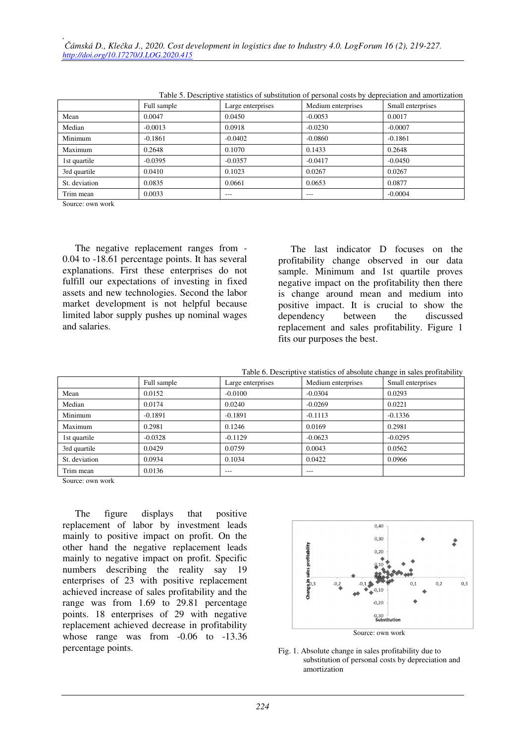Table 5. Descriptive statistics of substitution of personal costs by depreciation and amortization

| | Full sample | Large enterprises | Medium enterprises | Small enterprises |
|---|---|---|---|---|
| Mean | 0.0047 | 0.0450 | -0.0053 | 0.0017 |
| Median | -0.0013 | 0.0918 | -0.0230 | -0.0007 |
| Minimum | -0.1861 | -0.0402 | -0.0860 | -0.1861 |
| Maximum | 0.2648 | 0.1070 | 0.1433 | 0.2648 |
| 1st quartile | -0.0395 | -0.0357 | -0.0417 | -0.0450 |
| 3rd quartile | 0.0410 | 0.1023 | 0.0267 | 0.0267 |
| St. deviation | 0.0835 | 0.0661 | 0.0653 | 0.0877 |
| Trim mean | 0.0033 | --- | --- | -0.0004 |

Source: own work

The negative replacement ranges from -0.04 to -18.61 percentage points. It has several explanations. First these enterprises do not fulfill our expectations of investing in fixed assets and new technologies. Second the labor market development is not helpful because limited labor supply pushes up nominal wages and salaries.

The last indicator D focuses on the profitability change observed in our data sample. Minimum and 1st quartile proves negative impact on the profitability then there is change around and medium into positive impact. It is crucial to show the dependency between the discussed replacement and sales profitability. Figure 1 fits our purposes the best.

Table 6. Descriptive statistics of absolute change in sales profitability

| | Full sample | Large enterprises | Medium enterprises | Small enterprises |
|---|---|---|---|---|
| Mean | 0.0152 | -0.0100 | -0.0304 | 0.0293 |
| Median | 0.0174 | 0.0240 | -0.0269 | 0.0221 |
| Minimum | -0.1891 | -0.1891 | -0.1113 | -0.1336 |
| Maximum | 0.2981 | 0.1246 | 0.0169 | 0.2981 |
| 1st quartile | -0.0328 | -0.1129 | -0.0623 | -0.0295 |
| 3rd quartile | 0.0429 | 0.0759 | 0.0043 | 0.0562 |
| St. deviation | 0.0934 | 0.1034 | 0.0422 | 0.0966 |
| Trim mean | 0.0136 | --- | --- | |

Source: own work

The figure displays that positive replacement of labor by investment leads mainly to positive impact on profit. On the other hand the negative replacement leads mainly to negative impact on profit. Specific numbers describing the reality say 19 enterprises of 23 with positive replacement achieved increase of sales profitability and the range was from 1.69 to 29.81 percentage points. 18 enterprises of 29 with negative replacement achieved decrease in profitability whose range was from -0.06 to -13.36 percentage points.

Source: own work

Fig. 1. Absolute change in sales profitability due to substitution of personal costs by depreciation and amortization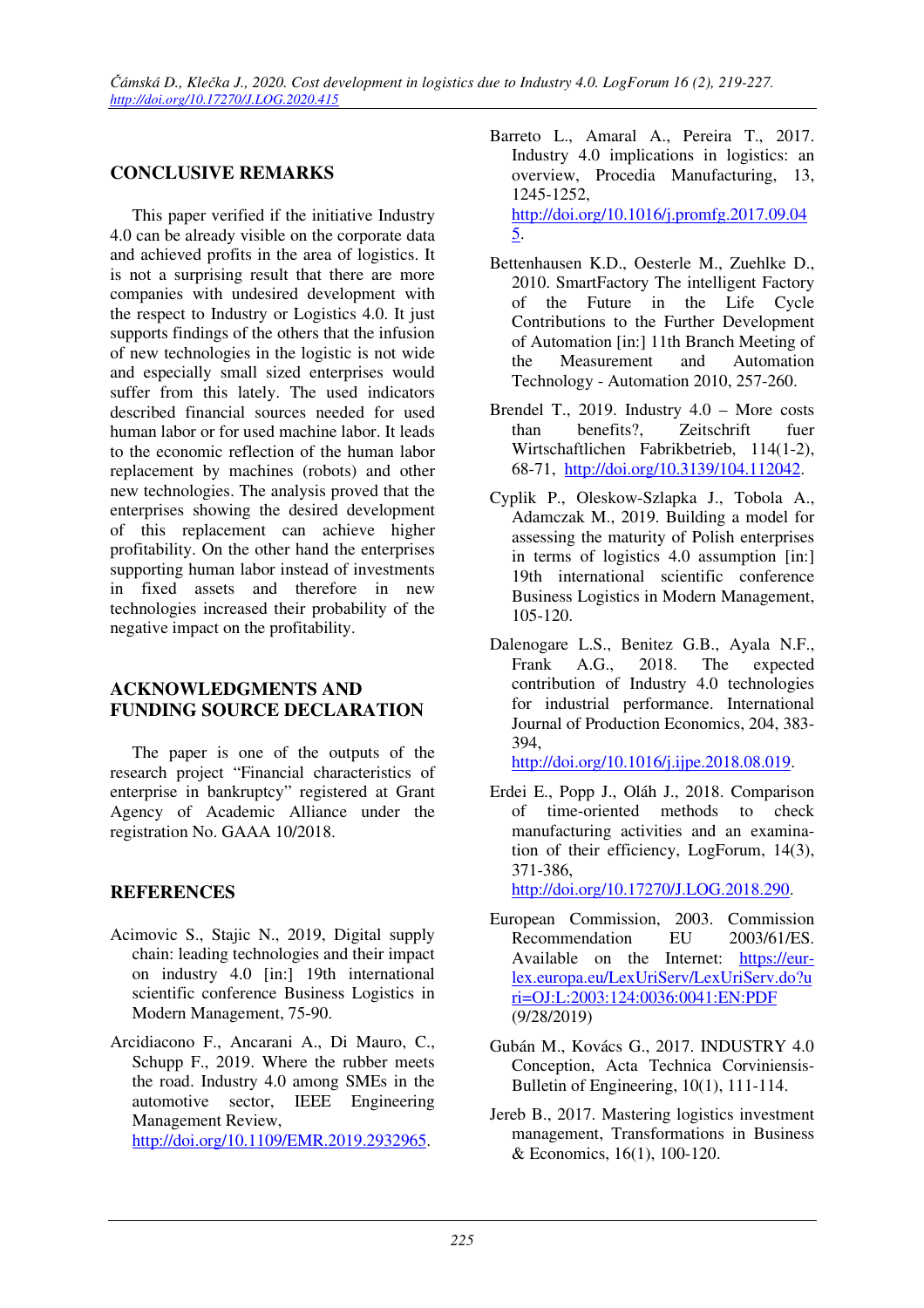## CONCLUSIVE REMARKS

This paper verified if the initiative Industry 4.0 can be already visible on the corporate data and achieved profits in the area of logistics. It is not a surprising result that there are more companies with undesired development with the respect to Industry or Logistics 4.0. It just supports findings of the others that the infusion of new technologies in the logistic is not wide and especially small sized enterprises would suffer from this lately. The used indicators described financial sources needed for used human labor or for used machine labor. It leads to the economic reflection of the human labor replacement by machines (robots) and other new technologies. The analysis proved that the enterprises showing the desired development of this replacement can achieve higher profitability. On the other hand the enterprises supporting human labor instead of investments in fixed assets and therefore in new technologies increased their probability of the negative impact on the profitability.

## ACKNOWLEDGMENTS AND FUNDING SOURCE DECLARATION

The paper is one of the outputs of the research project "Financial characteristics of enterprise in bankruptcy" registered at Grant Agency of Academic Alliance under the registration No. GAAA 10/2018.

## REFERENCES

Acimovic S., Stajic N., 2019, Digital supply chain: leading technologies and their impact on industry 4.0 [in:] 19th international scientific conference Business Logistics in Modern Management, 75-90.

Arcidiacono F., Ancarani A., Di Mauro, C., Schupp F., 2019. Where the rubber meets the road. Industry 4.0 among SMEs in the automotive sector, IEEE Engineering Management Review, http://doi.org/10.1109/EMR.2019.2932965.

Barreto L., Amaral A., Pereira T., 2017. Industry 4.0 implications in logistics: an overview, Procedia Manufacturing, 13, 1245-1252, http://doi.org/10.1016/j.promfg.2017.09.045.

Bettenhausen K.D., Oesterle M., Zuehlke D., 2010. SmartFactory The intelligent Factory of the Future in the Life Cycle Contributions to the Further Development of Automation [in:] 11th Branch Meeting of the Measurement and Automation Technology - Automation 2010, 257-260.

Brendel T., 2019. Industry 4.0 – More costs than benefits?, Zeitschrift fuer Wirtschaftlichen Fabrikbetrieb, 114(1-2), 68-71, http://doi.org/10.3139/104.112042.

Cyplik P., Oleskow-Szlapka J., Tobola A., Adamczak M., 2019. Building a model for assessing the maturity of Polish enterprises in terms of logistics 4.0 assumption [in:] 19th international scientific conference Business Logistics in Modern Management, 105-120.

Dalenogare L.S., Benitez G.B., Ayala N.F., Frank A.G., 2018. The expected contribution of Industry 4.0 technologies for industrial performance. International Journal of Production Economics, 204, 383-394, http://doi.org/10.1016/j.ijpe.2018.08.019.

Erdei E., Popp J., Oláh J., 2018. Comparison of time-oriented methods to check manufacturing activities and an examination of their efficiency, LogForum, 14(3), 371-386, http://doi.org/10.17270/J.LOG.2018.290.

European Commission, 2003. Commission Recommendation EU 2003/61/ES. Available on the Internet: https://eur-lex.europa.eu/LexUriServ/LexUriServ.do?uri=OJ:L:2003:124:0036:0041:EN:PDF (9/28/2019)

Gubán M., Kovács G., 2017. INDUSTRY 4.0 Conception, Acta Technica Corviniensis-Bulletin of Engineering, 10(1), 111-114.

Jereb B., 2017. Mastering logistics investment management, Transformations in Business & Economics, 16(1), 100-120.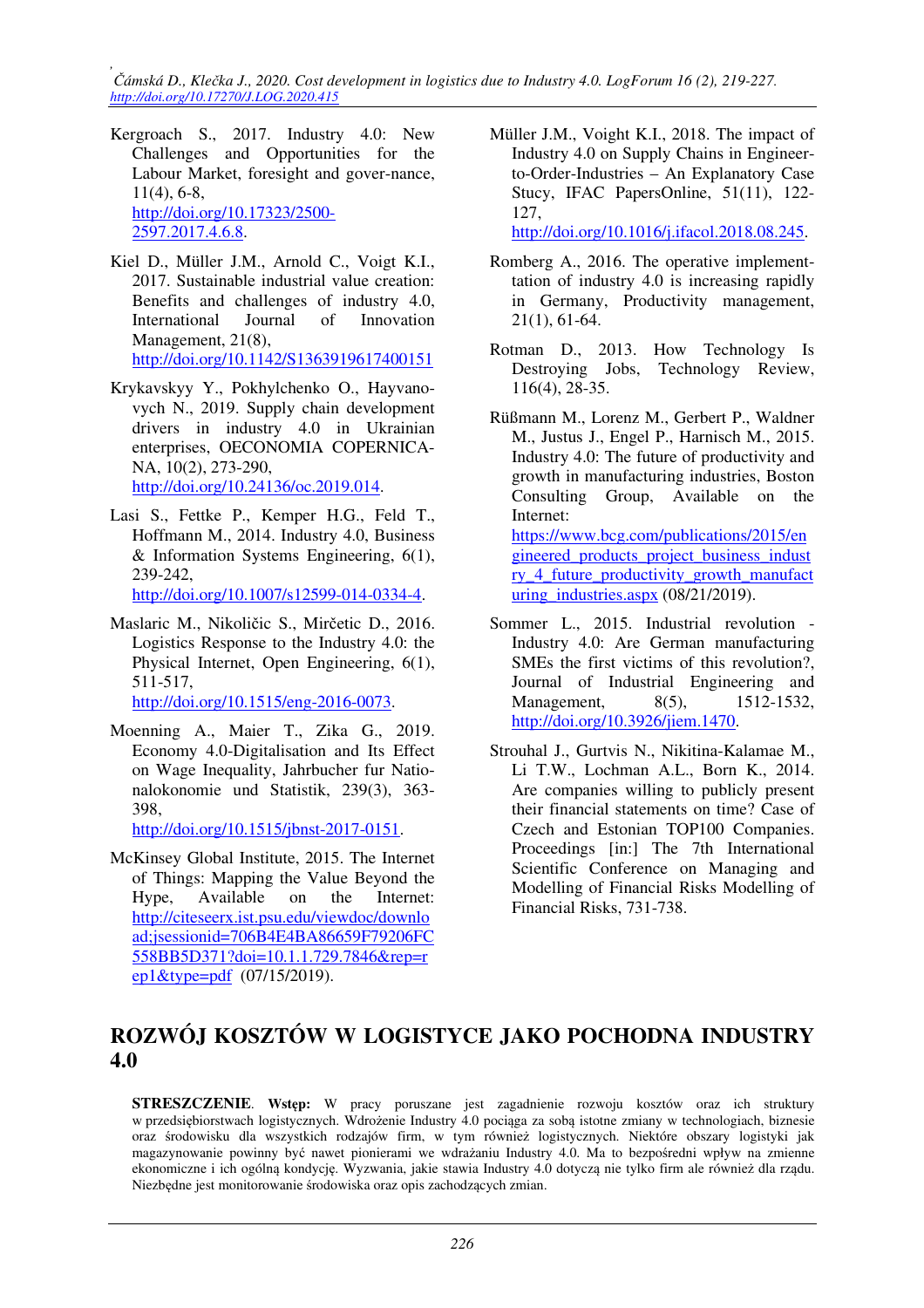Kergroach S., 2017. Industry 4.0: New Challenges and Opportunities for the Labour Market, foresight and gover-nance, 11(4), 6-8, http://doi.org/10.17323/2500-2597.2017.4.6.8.

Kiel D., Müller J.M., Arnold C., Voigt K.I., 2017. Sustainable industrial value creation: Benefits and challenges of industry 4.0, International Journal of Innovation Management, 21(8), http://doi.org/10.1142/S1363919617400151

Krykavskyy Y., Pokhylchenko O., Hayvanovych N., 2019. Supply chain development drivers in industry 4.0 in Ukrainian enterprises, OECONOMIA COPERNICANA, 10(2), 273-290, http://doi.org/10.24136/oc.2019.014.

Lasi S., Fettke P., Kemper H.G., Feld T., Hoffmann M., 2014. Industry 4.0, Business & Information Systems Engineering, 6(1), 239-242, http://doi.org/10.1007/s12599-014-0334-4.

Maslaric M., Nikoličic S., Mirčetic D., 2016. Logistics Response to the Industry 4.0: the Physical Internet, Open Engineering, 6(1), 511-517, http://doi.org/10.1515/eng-2016-0073.

Moenning A., Maier T., Zika G., 2019. Economy 4.0-Digitalisation and Its Effect on Wage Inequality, Jahrbucher fur Nationalokonomie und Statistik, 239(3), 363-398, http://doi.org/10.1515/jbnst-2017-0151.

McKinsey Global Institute, 2015. The Internet of Things: Mapping the Value Beyond the Hype, Available on the Internet: http://citeseerx.ist.psu.edu/viewdoc/download;jsessionid=706B4E4BA86659F79206FC558BB5D371?doi=10.1.1.729.7846&rep=rep1&type=pdf (07/15/2019).

Müller J.M., Voight K.I., 2018. The impact of Industry 4.0 on Supply Chains in Engineer-to-Order-Industries – An Explanatory Case Stucy, IFAC PapersOnline, 51(11), 122-127, http://doi.org/10.1016/j.ifacol.2018.08.245.

Romberg A., 2016. The operative implement-tation of industry 4.0 is increasing rapidly in Germany, Productivity management, 21(1), 61-64.

Rotman D., 2013. How Technology Is Destroying Jobs, Technology Review, 116(4), 28-35.

Rüßmann M., Lorenz M., Gerbert P., Waldner M., Justus J., Engel P., Harnisch M., 2015. Industry 4.0: The future of productivity and growth in manufacturing industries, Boston Consulting Group, Available on the Internet: https://www.bcg.com/publications/2015/engineered_products_project_business_industry_4_future_productivity_growth_manufacturing_industries.aspx (08/21/2019).

Sommer L., 2015. Industrial revolution - Industry 4.0: Are German manufacturing SMEs the first victims of this revolution?, Journal of Industrial Engineering and Management, 8(5), 1512-1532, http://doi.org/10.3926/jiem.1470.

Strouhal J., Gurtvis N., Nikitina-Kalamae M., Li T.W., Lochman A.L., Born K., 2014. Are companies willing to publicly present their financial statements on time? Case of Czech and Estonian TOP100 Companies. Proceedings [in:] The 7th International Scientific Conference on Managing and Modelling of Financial Risks Modelling of Financial Risks, 731-738.

# ROZWÓJ KOSZTÓW W LOGISTYCE JAKO POCHODNA INDUSTRY 4.0

**STRESZCZENIE**. **Wstęp:** W pracy poruszane jest zagadnienie rozwoju kosztów oraz ich struktury w przedsiębiorstwach logistycznych. Wdrożenie Industry 4.0 pociąga za sobą istotne zmiany w technologiach, biznesie oraz środowisku dla wszystkich rodzajów firm, w tym również logistycznych. Niektóre obszary logistyki jak magazynowanie powinny być nawet pionierami we wdrażaniu Industry 4.0. Ma to bezpośredni wpływ na zmienne ekonomiczne i ich ogólną kondycję. Wyzwania, jakie stawia Industry 4.0 dotyczą nie tylko firm ale również dla rządu. Niezbędne jest monitorowanie środowiska oraz opis zachodzących zmian.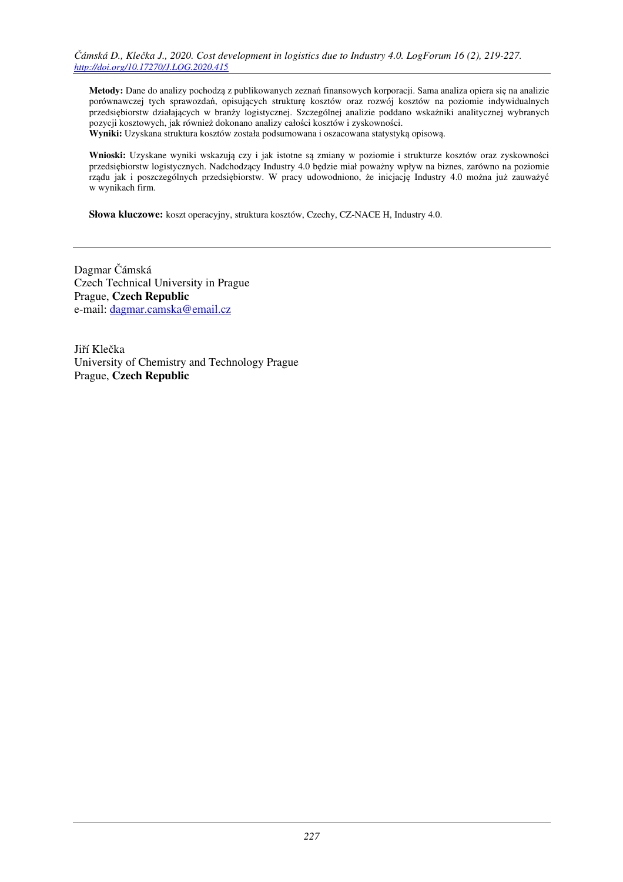**Metody:** Dane do analizy pochodzą z publikowanych zeznań finansowych korporacji. Sama analiza opiera się na analizie porównawczej tych sprawozdań, opisujących strukturę kosztów oraz rozwój kosztów na poziomie indywidualnych przedsiębiorstw działających w branży logistycznej. Szczególnej analizie poddano wskaźniki analitycznej wybranych pozycji kosztowych, jak również dokonano analizy całości kosztów i zyskowności.
**Wyniki:** Uzyskana struktura kosztów została podsumowana i oszacowana statystyką opisową.

**Wnioski:** Uzyskane wyniki wskazują czy i jak istotne są zmiany w poziomie i strukturze kosztów oraz zyskowności przedsiębiorstw logistycznych. Nadchodzący Industry 4.0 będzie miał poważny wpływ na biznes, zarówno na poziomie rządu jak i poszczególnych przedsiębiorstw. W pracy udowodniono, że inicjację Industry 4.0 można już zauważyć w wynikach firm.

**Słowa kluczowe:** koszt operacyjny, struktura kosztów, Czechy, CZ-NACE H, Industry 4.0.

---

Dagmar Čámská
Czech Technical University in Prague
Prague, **Czech Republic**
e-mail: dagmar.camska@email.cz

Jiří Klečka
University of Chemistry and Technology Prague
Prague, **Czech Republic**